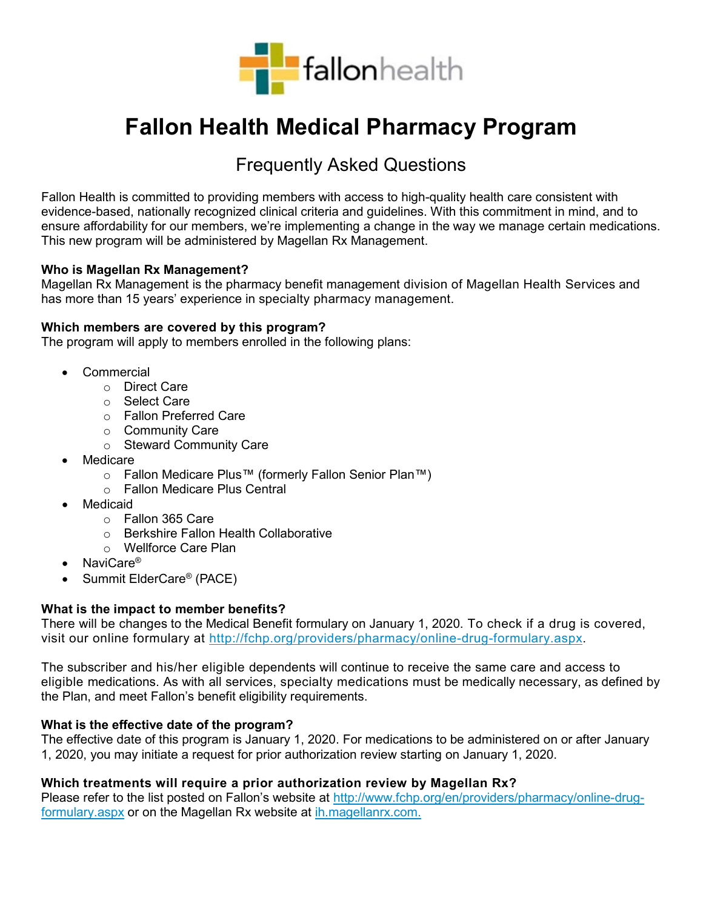# Fallon Health Medical Pharmacy Program

## Frequently Asked Questions

Fallon Health is committed to providing members with access to high-quality health care consistent with evidence-based, nationally recognized clinical criteria and guidelines. With this commitment in mind, and to ensure affordability for our members, we're implementing a change in the way we manage certain medications. This new program will be administered by Magellan Rx Management.

**Who is Magellan Rx Management?**
Magellan Rx Management is the pharmacy benefit management division of Magellan Health Services and has more than 15 years' experience in specialty pharmacy management.

**Which members are covered by this program?**
The program will apply to members enrolled in the following plans:

- Commercial
  - Direct Care
  - Select Care
  - Fallon Preferred Care
  - Community Care
  - Steward Community Care
- Medicare
  - Fallon Medicare Plus™ (formerly Fallon Senior Plan™)
  - Fallon Medicare Plus Central
- Medicaid
  - Fallon 365 Care
  - Berkshire Fallon Health Collaborative
  - Wellforce Care Plan
- NaviCare®
- Summit ElderCare® (PACE)

**What is the impact to member benefits?**
There will be changes to the Medical Benefit formulary on January 1, 2020. To check if a drug is covered, visit our online formulary at http://fchp.org/providers/pharmacy/online-drug-formulary.aspx.

The subscriber and his/her eligible dependents will continue to receive the same care and access to eligible medications. As with all services, specialty medications must be medically necessary, as defined by the Plan, and meet Fallon's benefit eligibility requirements.

**What is the effective date of the program?**
The effective date of this program is January 1, 2020. For medications to be administered on or after January 1, 2020, you may initiate a request for prior authorization review starting on January 1, 2020.

**Which treatments will require a prior authorization review by Magellan Rx?**
Please refer to the list posted on Fallon's website at http://www.fchp.org/en/providers/pharmacy/online-drug-formulary.aspx or on the Magellan Rx website at ih.magellanrx.com.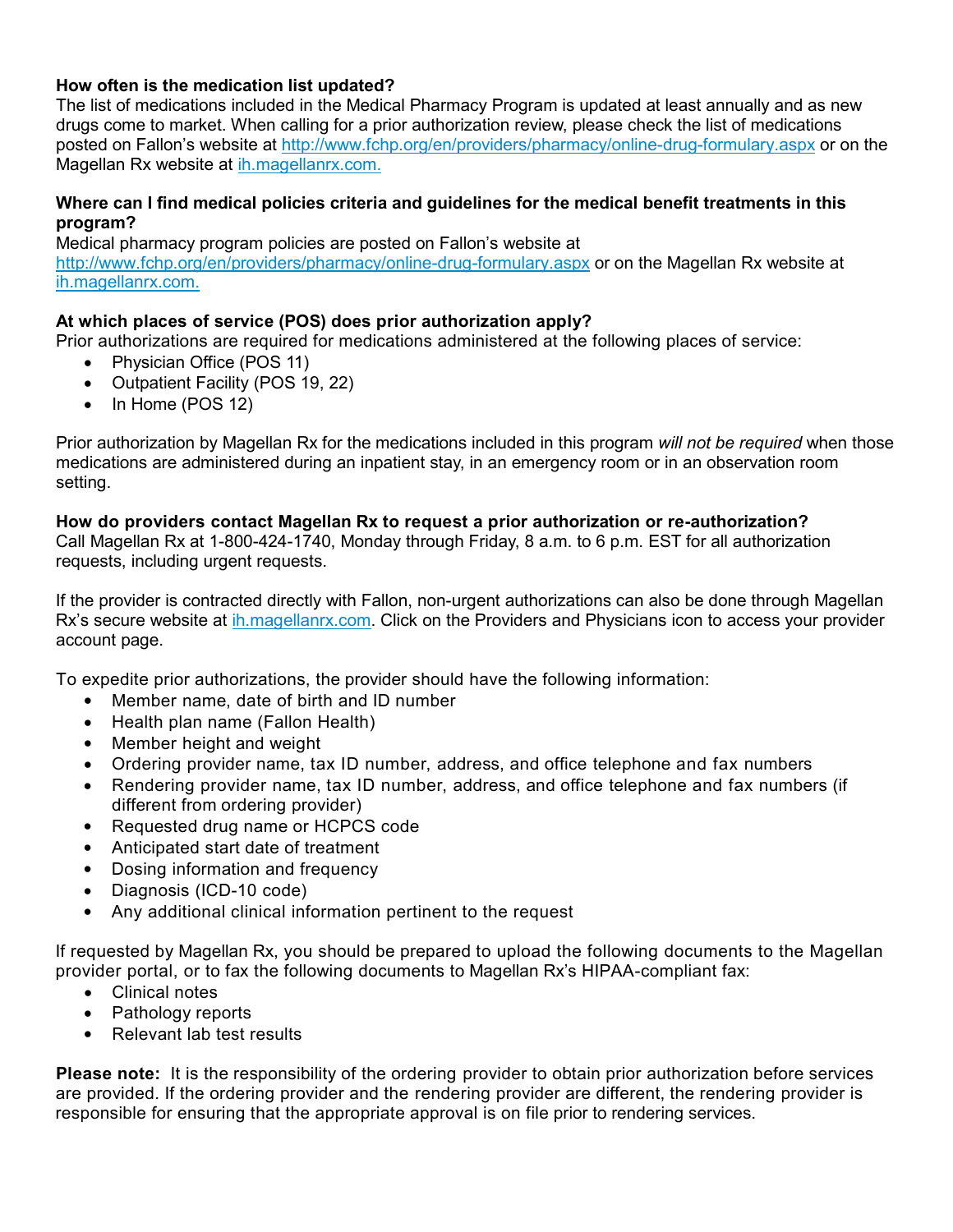**How often is the medication list updated?**

The list of medications included in the Medical Pharmacy Program is updated at least annually and as new drugs come to market. When calling for a prior authorization review, please check the list of medications posted on Fallon's website at http://www.fchp.org/en/providers/pharmacy/online-drug-formulary.aspx or on the Magellan Rx website at ih.magellanrx.com.

**Where can I find medical policies criteria and guidelines for the medical benefit treatments in this program?**

Medical pharmacy program policies are posted on Fallon's website at http://www.fchp.org/en/providers/pharmacy/online-drug-formulary.aspx or on the Magellan Rx website at ih.magellanrx.com.

**At which places of service (POS) does prior authorization apply?**

Prior authorizations are required for medications administered at the following places of service:

- Physician Office (POS 11)
- Outpatient Facility (POS 19, 22)
- In Home (POS 12)

Prior authorization by Magellan Rx for the medications included in this program *will not be required* when those medications are administered during an inpatient stay, in an emergency room or in an observation room setting.

**How do providers contact Magellan Rx to request a prior authorization or re-authorization?**

Call Magellan Rx at 1-800-424-1740, Monday through Friday, 8 a.m. to 6 p.m. EST for all authorization requests, including urgent requests.

If the provider is contracted directly with Fallon, non-urgent authorizations can also be done through Magellan Rx's secure website at ih.magellanrx.com. Click on the Providers and Physicians icon to access your provider account page.

To expedite prior authorizations, the provider should have the following information:

- Member name, date of birth and ID number
- Health plan name (Fallon Health)
- Member height and weight
- Ordering provider name, tax ID number, address, and office telephone and fax numbers
- Rendering provider name, tax ID number, address, and office telephone and fax numbers (if different from ordering provider)
- Requested drug name or HCPCS code
- Anticipated start date of treatment
- Dosing information and frequency
- Diagnosis (ICD-10 code)
- Any additional clinical information pertinent to the request

If requested by Magellan Rx, you should be prepared to upload the following documents to the Magellan provider portal, or to fax the following documents to Magellan Rx's HIPAA-compliant fax:

- Clinical notes
- Pathology reports
- Relevant lab test results

**Please note:** It is the responsibility of the ordering provider to obtain prior authorization before services are provided. If the ordering provider and the rendering provider are different, the rendering provider is responsible for ensuring that the appropriate approval is on file prior to rendering services.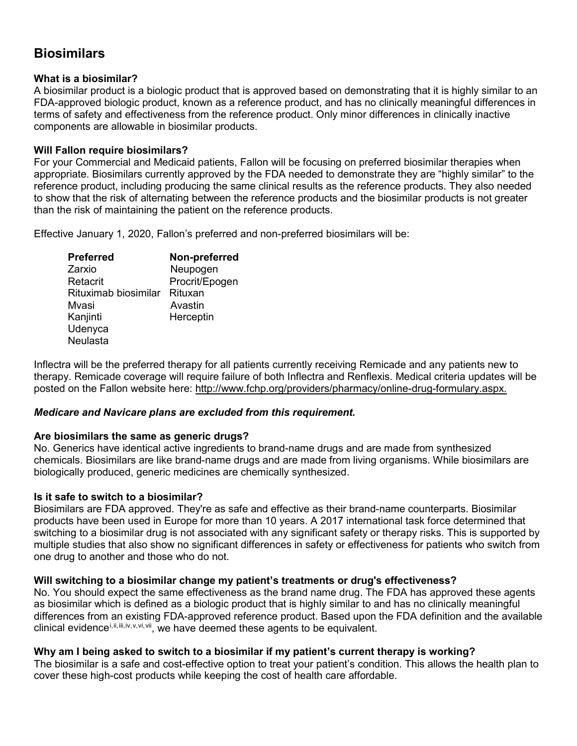## Biosimilars

**What is a biosimilar?**

A biosimilar product is a biologic product that is approved based on demonstrating that it is highly similar to an FDA-approved biologic product, known as a reference product, and has no clinically meaningful differences in terms of safety and effectiveness from the reference product. Only minor differences in clinically inactive components are allowable in biosimilar products.

**Will Fallon require biosimilars?**

For your Commercial and Medicaid patients, Fallon will be focusing on preferred biosimilar therapies when appropriate. Biosimilars currently approved by the FDA needed to demonstrate they are "highly similar" to the reference product, including producing the same clinical results as the reference products. They also needed to show that the risk of alternating between the reference products and the biosimilar products is not greater than the risk of maintaining the patient on the reference products.

Effective January 1, 2020, Fallon's preferred and non-preferred biosimilars will be:

| Preferred | Non-preferred |
|---|---|
| Zarxio | Neupogen |
| Retacrit | Procrit/Epogen |
| Rituximab biosimilar | Rituxan |
| Mvasi | Avastin |
| Kanjinti | Herceptin |
| Udenyca | |
| Neulasta | |

Inflectra will be the preferred therapy for all patients currently receiving Remicade and any patients new to therapy. Remicade coverage will require failure of both Inflectra and Renflexis. Medical criteria updates will be posted on the Fallon website here: http://www.fchp.org/providers/pharmacy/online-drug-formulary.aspx.

***Medicare and Navicare plans are excluded from this requirement.***

**Are biosimilars the same as generic drugs?**

No. Generics have identical active ingredients to brand-name drugs and are made from synthesized chemicals. Biosimilars are like brand-name drugs and are made from living organisms. While biosimilars are biologically produced, generic medicines are chemically synthesized.

**Is it safe to switch to a biosimilar?**

Biosimilars are FDA approved. They're as safe and effective as their brand-name counterparts. Biosimilar products have been used in Europe for more than 10 years. A 2017 international task force determined that switching to a biosimilar drug is not associated with any significant safety or therapy risks. This is supported by multiple studies that also show no significant differences in safety or effectiveness for patients who switch from one drug to another and those who do not.

**Will switching to a biosimilar change my patient's treatments or drug's effectiveness?**

No. You should expect the same effectiveness as the brand name drug. The FDA has approved these agents as biosimilar which is defined as a biologic product that is highly similar to and has no clinically meaningful differences from an existing FDA-approved reference product. Based upon the FDA definition and the available clinical evidence[i,ii,iii,iv,v,vi,vii], we have deemed these agents to be equivalent.

**Why am I being asked to switch to a biosimilar if my patient's current therapy is working?**

The biosimilar is a safe and cost-effective option to treat your patient's condition. This allows the health plan to cover these high-cost products while keeping the cost of health care affordable.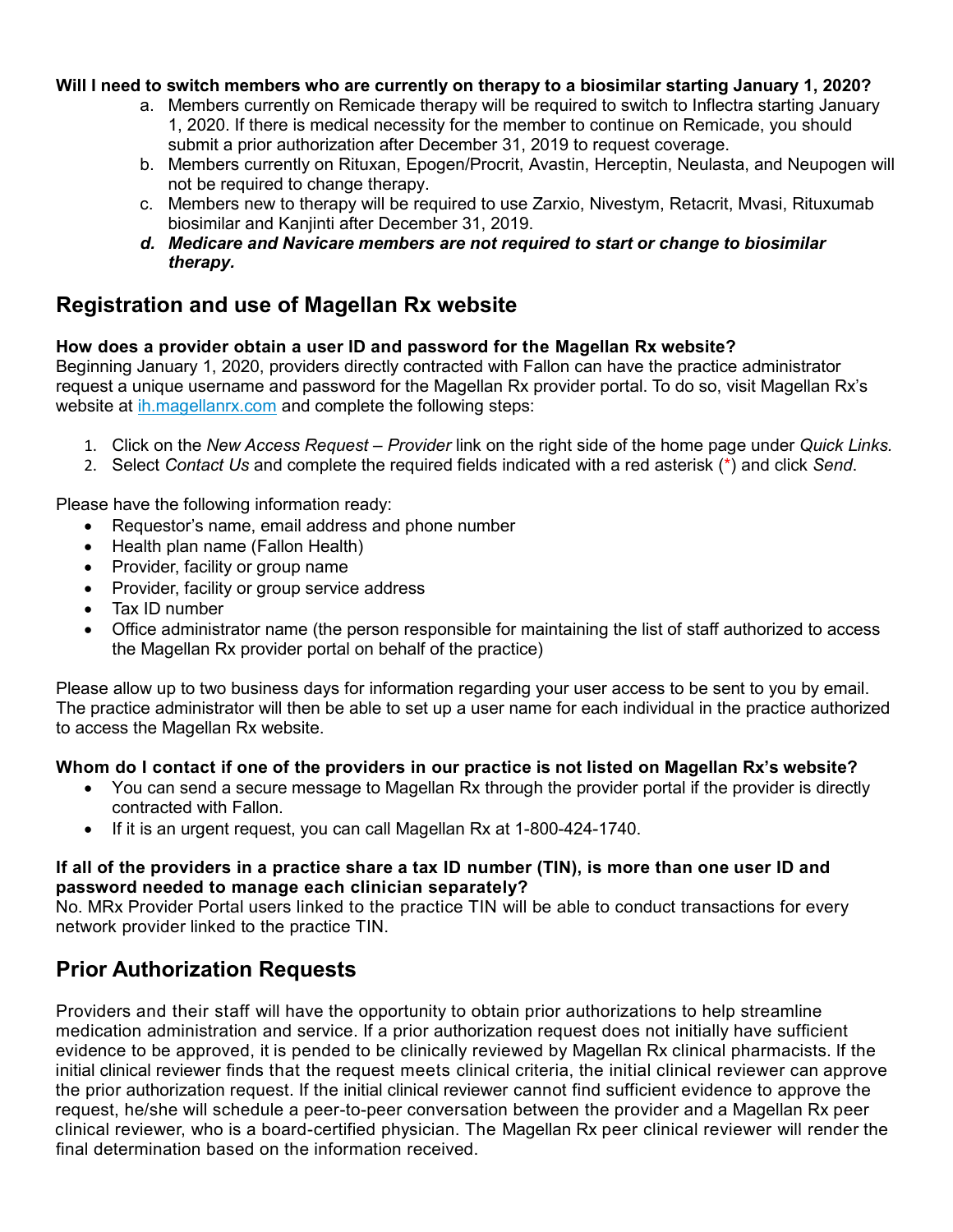**Will I need to switch members who are currently on therapy to a biosimilar starting January 1, 2020?**

a. Members currently on Remicade therapy will be required to switch to Inflectra starting January 1, 2020. If there is medical necessity for the member to continue on Remicade, you should submit a prior authorization after December 31, 2019 to request coverage.
b. Members currently on Rituxan, Epogen/Procrit, Avastin, Herceptin, Neulasta, and Neupogen will not be required to change therapy.
c. Members new to therapy will be required to use Zarxio, Nivestym, Retacrit, Mvasi, Rituxumab biosimilar and Kanjinti after December 31, 2019.
d. ***Medicare and Navicare members are not required to start or change to biosimilar therapy.***

## Registration and use of Magellan Rx website

**How does a provider obtain a user ID and password for the Magellan Rx website?**

Beginning January 1, 2020, providers directly contracted with Fallon can have the practice administrator request a unique username and password for the Magellan Rx provider portal. To do so, visit Magellan Rx's website at ih.magellanrx.com and complete the following steps:

1. Click on the *New Access Request – Provider* link on the right side of the home page under *Quick Links.*
2. Select *Contact Us* and complete the required fields indicated with a red asterisk (*) and click *Send.*

Please have the following information ready:

- Requestor's name, email address and phone number
- Health plan name (Fallon Health)
- Provider, facility or group name
- Provider, facility or group service address
- Tax ID number
- Office administrator name (the person responsible for maintaining the list of staff authorized to access the Magellan Rx provider portal on behalf of the practice)

Please allow up to two business days for information regarding your user access to be sent to you by email. The practice administrator will then be able to set up a user name for each individual in the practice authorized to access the Magellan Rx website.

**Whom do I contact if one of the providers in our practice is not listed on Magellan Rx's website?**

- You can send a secure message to Magellan Rx through the provider portal if the provider is directly contracted with Fallon.
- If it is an urgent request, you can call Magellan Rx at 1-800-424-1740.

**If all of the providers in a practice share a tax ID number (TIN), is more than one user ID and password needed to manage each clinician separately?**

No. MRx Provider Portal users linked to the practice TIN will be able to conduct transactions for every network provider linked to the practice TIN.

## Prior Authorization Requests

Providers and their staff will have the opportunity to obtain prior authorizations to help streamline medication administration and service. If a prior authorization request does not initially have sufficient evidence to be approved, it is pended to be clinically reviewed by Magellan Rx clinical pharmacists. If the initial clinical reviewer finds that the request meets clinical criteria, the initial clinical reviewer can approve the prior authorization request. If the initial clinical reviewer cannot find sufficient evidence to approve the request, he/she will schedule a peer-to-peer conversation between the provider and a Magellan Rx peer clinical reviewer, who is a board-certified physician. The Magellan Rx peer clinical reviewer will render the final determination based on the information received.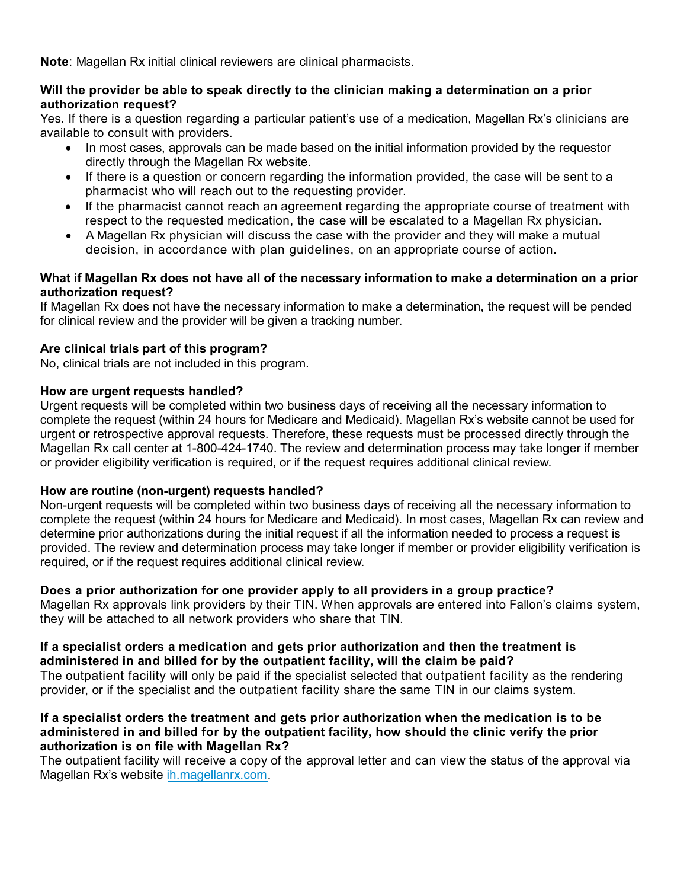**Note**: Magellan Rx initial clinical reviewers are clinical pharmacists.

**Will the provider be able to speak directly to the clinician making a determination on a prior authorization request?**

Yes. If there is a question regarding a particular patient's use of a medication, Magellan Rx's clinicians are available to consult with providers.

- In most cases, approvals can be made based on the initial information provided by the requestor directly through the Magellan Rx website.
- If there is a question or concern regarding the information provided, the case will be sent to a pharmacist who will reach out to the requesting provider.
- If the pharmacist cannot reach an agreement regarding the appropriate course of treatment with respect to the requested medication, the case will be escalated to a Magellan Rx physician.
- A Magellan Rx physician will discuss the case with the provider and they will make a mutual decision, in accordance with plan guidelines, on an appropriate course of action.

**What if Magellan Rx does not have all of the necessary information to make a determination on a prior authorization request?**

If Magellan Rx does not have the necessary information to make a determination, the request will be pended for clinical review and the provider will be given a tracking number.

**Are clinical trials part of this program?**

No, clinical trials are not included in this program.

**How are urgent requests handled?**

Urgent requests will be completed within two business days of receiving all the necessary information to complete the request (within 24 hours for Medicare and Medicaid). Magellan Rx's website cannot be used for urgent or retrospective approval requests. Therefore, these requests must be processed directly through the Magellan Rx call center at 1-800-424-1740. The review and determination process may take longer if member or provider eligibility verification is required, or if the request requires additional clinical review.

**How are routine (non-urgent) requests handled?**

Non-urgent requests will be completed within two business days of receiving all the necessary information to complete the request (within 24 hours for Medicare and Medicaid). In most cases, Magellan Rx can review and determine prior authorizations during the initial request if all the information needed to process a request is provided. The review and determination process may take longer if member or provider eligibility verification is required, or if the request requires additional clinical review.

**Does a prior authorization for one provider apply to all providers in a group practice?**

Magellan Rx approvals link providers by their TIN. When approvals are entered into Fallon's claims system, they will be attached to all network providers who share that TIN.

**If a specialist orders a medication and gets prior authorization and then the treatment is administered in and billed for by the outpatient facility, will the claim be paid?**

The outpatient facility will only be paid if the specialist selected that outpatient facility as the rendering provider, or if the specialist and the outpatient facility share the same TIN in our claims system.

**If a specialist orders the treatment and gets prior authorization when the medication is to be administered in and billed for by the outpatient facility, how should the clinic verify the prior authorization is on file with Magellan Rx?**

The outpatient facility will receive a copy of the approval letter and can view the status of the approval via Magellan Rx's website [ih.magellanrx.com](ih.magellanrx.com).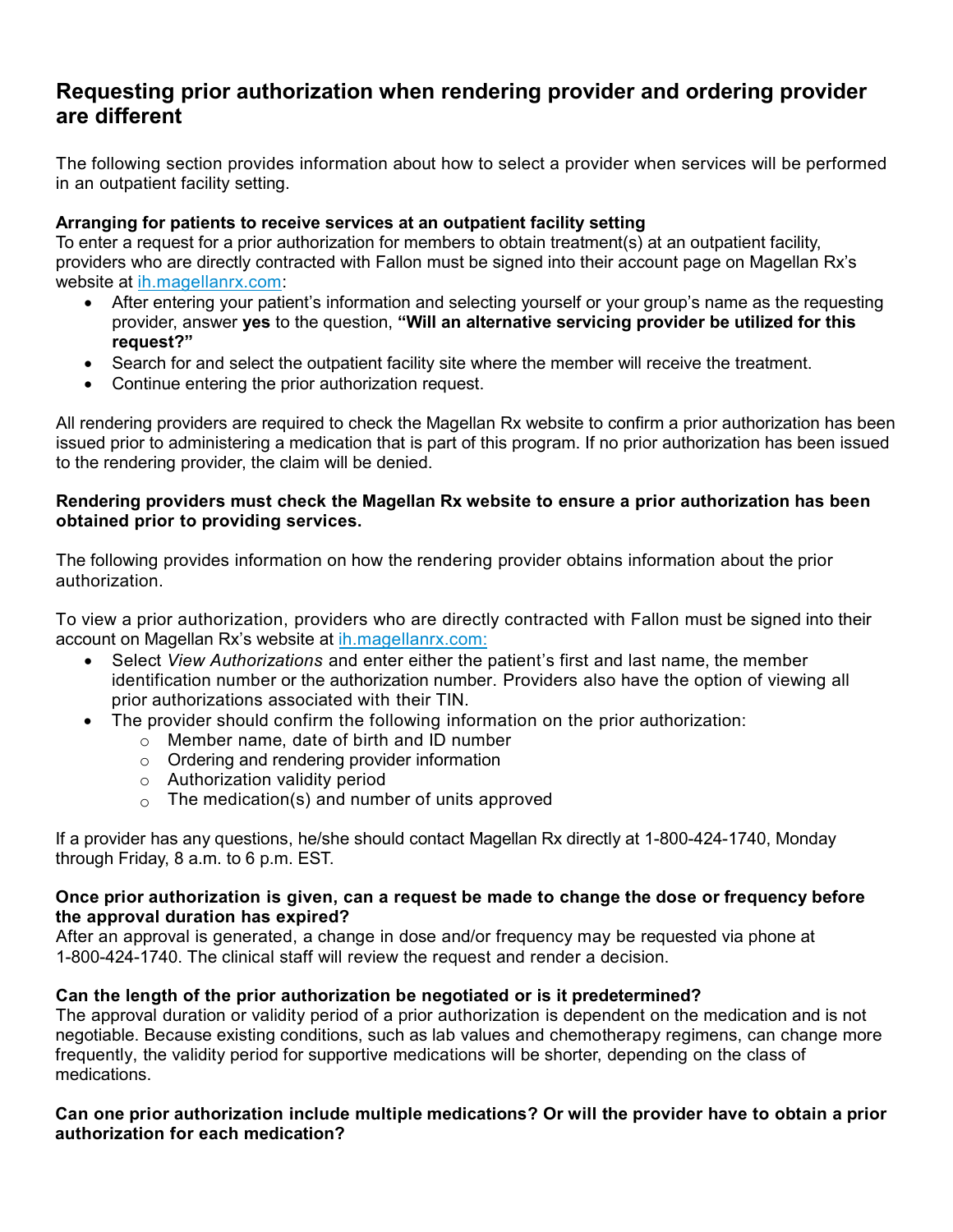## Requesting prior authorization when rendering provider and ordering provider are different

The following section provides information about how to select a provider when services will be performed in an outpatient facility setting.

**Arranging for patients to receive services at an outpatient facility setting**
To enter a request for a prior authorization for members to obtain treatment(s) at an outpatient facility, providers who are directly contracted with Fallon must be signed into their account page on Magellan Rx's website at ih.magellanrx.com:

- After entering your patient's information and selecting yourself or your group's name as the requesting provider, answer **yes** to the question, **"Will an alternative servicing provider be utilized for this request?"**
- Search for and select the outpatient facility site where the member will receive the treatment.
- Continue entering the prior authorization request.

All rendering providers are required to check the Magellan Rx website to confirm a prior authorization has been issued prior to administering a medication that is part of this program. If no prior authorization has been issued to the rendering provider, the claim will be denied.

**Rendering providers must check the Magellan Rx website to ensure a prior authorization has been obtained prior to providing services.**

The following provides information on how the rendering provider obtains information about the prior authorization.

To view a prior authorization, providers who are directly contracted with Fallon must be signed into their account on Magellan Rx's website at ih.magellanrx.com:

- Select *View Authorizations* and enter either the patient's first and last name, the member identification number or the authorization number. Providers also have the option of viewing all prior authorizations associated with their TIN.
- The provider should confirm the following information on the prior authorization:
  - Member name, date of birth and ID number
  - Ordering and rendering provider information
  - Authorization validity period
  - The medication(s) and number of units approved

If a provider has any questions, he/she should contact Magellan Rx directly at 1-800-424-1740, Monday through Friday, 8 a.m. to 6 p.m. EST.

**Once prior authorization is given, can a request be made to change the dose or frequency before the approval duration has expired?**
After an approval is generated, a change in dose and/or frequency may be requested via phone at 1-800-424-1740. The clinical staff will review the request and render a decision.

**Can the length of the prior authorization be negotiated or is it predetermined?**
The approval duration or validity period of a prior authorization is dependent on the medication and is not negotiable. Because existing conditions, such as lab values and chemotherapy regimens, can change more frequently, the validity period for supportive medications will be shorter, depending on the class of medications.

**Can one prior authorization include multiple medications? Or will the provider have to obtain a prior authorization for each medication?**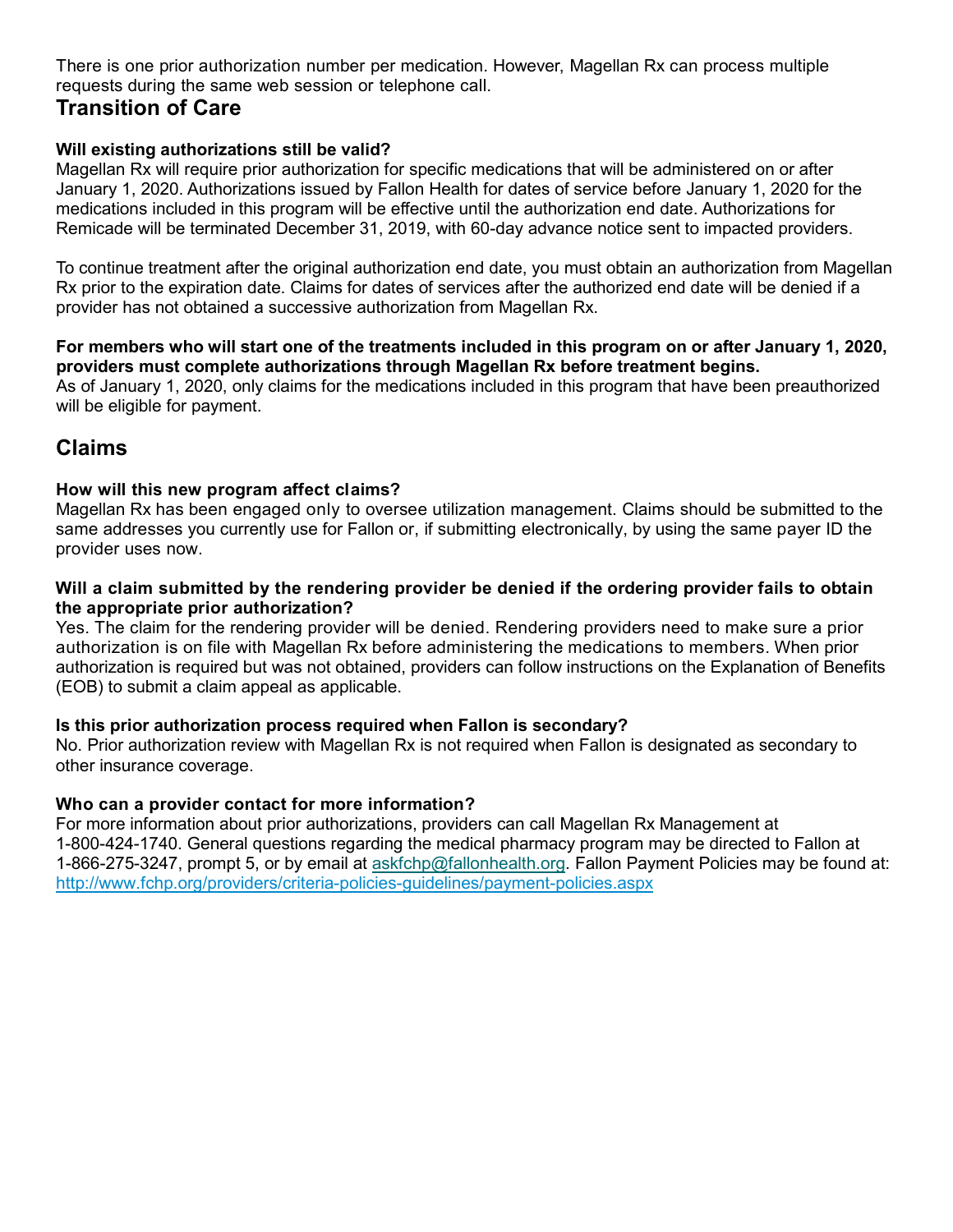There is one prior authorization number per medication. However, Magellan Rx can process multiple requests during the same web session or telephone call.

## Transition of Care

**Will existing authorizations still be valid?**

Magellan Rx will require prior authorization for specific medications that will be administered on or after January 1, 2020. Authorizations issued by Fallon Health for dates of service before January 1, 2020 for the medications included in this program will be effective until the authorization end date. Authorizations for Remicade will be terminated December 31, 2019, with 60-day advance notice sent to impacted providers.

To continue treatment after the original authorization end date, you must obtain an authorization from Magellan Rx prior to the expiration date. Claims for dates of services after the authorized end date will be denied if a provider has not obtained a successive authorization from Magellan Rx.

**For members who will start one of the treatments included in this program on or after January 1, 2020, providers must complete authorizations through Magellan Rx before treatment begins.**

As of January 1, 2020, only claims for the medications included in this program that have been preauthorized will be eligible for payment.

## Claims

**How will this new program affect claims?**

Magellan Rx has been engaged only to oversee utilization management. Claims should be submitted to the same addresses you currently use for Fallon or, if submitting electronically, by using the same payer ID the provider uses now.

**Will a claim submitted by the rendering provider be denied if the ordering provider fails to obtain the appropriate prior authorization?**

Yes. The claim for the rendering provider will be denied. Rendering providers need to make sure a prior authorization is on file with Magellan Rx before administering the medications to members. When prior authorization is required but was not obtained, providers can follow instructions on the Explanation of Benefits (EOB) to submit a claim appeal as applicable.

**Is this prior authorization process required when Fallon is secondary?**

No. Prior authorization review with Magellan Rx is not required when Fallon is designated as secondary to other insurance coverage.

**Who can a provider contact for more information?**

For more information about prior authorizations, providers can call Magellan Rx Management at 1-800-424-1740. General questions regarding the medical pharmacy program may be directed to Fallon at 1-866-275-3247, prompt 5, or by email at askfchp@fallonhealth.org. Fallon Payment Policies may be found at: http://www.fchp.org/providers/criteria-policies-guidelines/payment-policies.aspx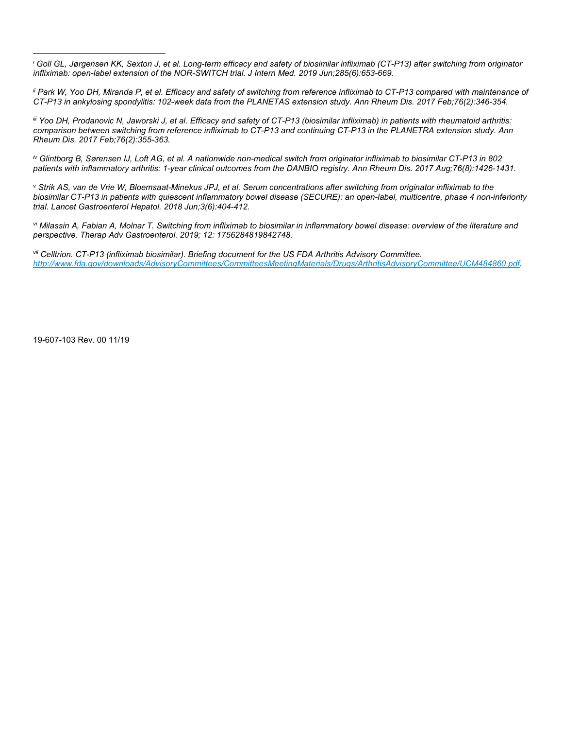---

[i] *Goll GL, Jørgensen KK, Sexton J, et al. Long-term efficacy and safety of biosimilar infliximab (CT-P13) after switching from originator infliximab: open-label extension of the NOR-SWITCH trial. J Intern Med. 2019 Jun;285(6):653-669.*

[ii] *Park W, Yoo DH, Miranda P, et al. Efficacy and safety of switching from reference infliximab to CT-P13 compared with maintenance of CT-P13 in ankylosing spondylitis: 102-week data from the PLANETAS extension study. Ann Rheum Dis. 2017 Feb;76(2):346-354.*

[iii] *Yoo DH, Prodanovic N, Jaworski J, et al. Efficacy and safety of CT-P13 (biosimilar infliximab) in patients with rheumatoid arthritis: comparison between switching from reference infliximab to CT-P13 and continuing CT-P13 in the PLANETRA extension study. Ann Rheum Dis. 2017 Feb;76(2):355-363.*

[iv] *Glintborg B, Sørensen IJ, Loft AG, et al. A nationwide non-medical switch from originator infliximab to biosimilar CT-P13 in 802 patients with inflammatory arthritis: 1-year clinical outcomes from the DANBIO registry. Ann Rheum Dis. 2017 Aug;76(8):1426-1431.*

[v] *Strik AS, van de Vrie W, Bloemsaat-Minekus JPJ, et al. Serum concentrations after switching from originator infliximab to the biosimilar CT-P13 in patients with quiescent inflammatory bowel disease (SECURE): an open-label, multicentre, phase 4 non-inferiority trial. Lancet Gastroenterol Hepatol. 2018 Jun;3(6):404-412.*

[vi] *Milassin A, Fabian A, Molnar T. Switching from infliximab to biosimilar in inflammatory bowel disease: overview of the literature and perspective. Therap Adv Gastroenterol. 2019; 12: 1756284819842748.*

[vii] *Celltrion. CT-P13 (infliximab biosimilar). Briefing document for the US FDA Arthritis Advisory Committee. [http://www.fda.gov/downloads/AdvisoryCommittees/CommitteesMeetingMaterials/Drugs/ArthritisAdvisoryCommittee/UCM484860.pdf](http://www.fda.gov/downloads/AdvisoryCommittees/CommitteesMeetingMaterials/Drugs/ArthritisAdvisoryCommittee/UCM484860.pdf).*

19-607-103 Rev. 00 11/19